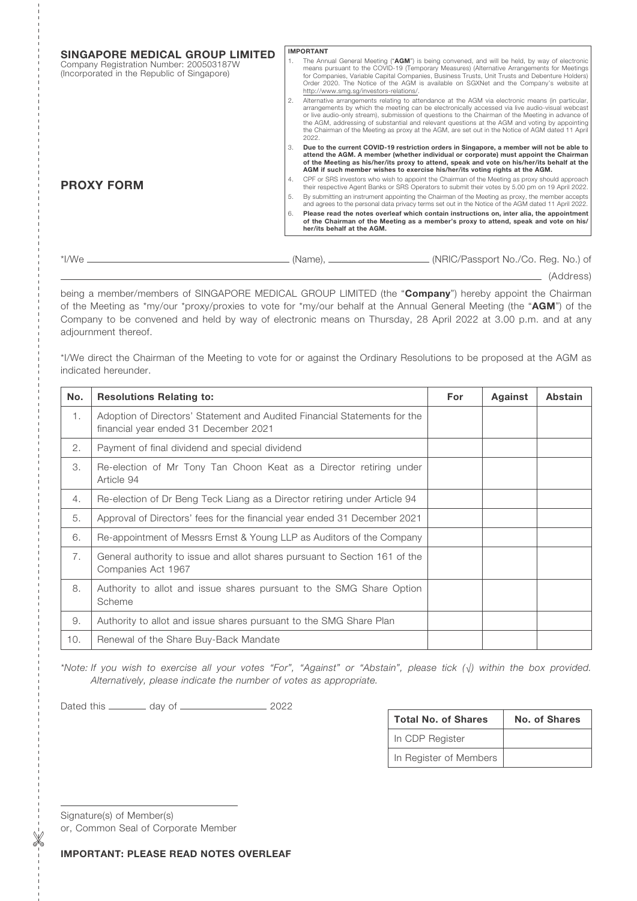**SINGAPORE MEDICAL GROUP LIMITED**
Company Registration Number: 200503187W
(Incorporated in the Republic of Singapore)

**IMPORTANT**

1. The Annual General Meeting ("**AGM**") is being convened, and will be held, by way of electronic means pursuant to the COVID-19 (Temporary Measures) (Alternative Arrangements for Meetings for Companies, Variable Capital Companies, Business Trusts, Unit Trusts and Debenture Holders) Order 2020. The Notice of the AGM is available on SGXNet and the Company's website at http://www.smg.sg/investors-relations/.
2. Alternative arrangements relating to attendance at the AGM via electronic means (in particular, arrangements by which the meeting can be electronically accessed via live audio-visual webcast or live audio-only stream), submission of questions to the Chairman of the Meeting in advance of the AGM, addressing of substantial and relevant questions at the AGM and voting by appointing the Chairman of the Meeting as proxy at the AGM, are set out in the Notice of AGM dated 11 April 2022.
3. **Due to the current COVID-19 restriction orders in Singapore, a member will not be able to attend the AGM. A member (whether individual or corporate) must appoint the Chairman of the Meeting as his/her/its proxy to attend, speak and vote on his/her/its behalf at the AGM if such member wishes to exercise his/her/its voting rights at the AGM.**
4. CPF or SRS investors who wish to appoint the Chairman of the Meeting as proxy should approach their respective Agent Banks or SRS Operators to submit their votes by 5.00 pm on 19 April 2022.
5. By submitting an instrument appointing the Chairman of the Meeting as proxy, the member accepts and agrees to the personal data privacy terms set out in the Notice of the AGM dated 11 April 2022.
6. **Please read the notes overleaf which contain instructions on, inter alia, the appointment of the Chairman of the Meeting as a member's proxy to attend, speak and vote on his/her/its behalf at the AGM.**

# PROXY FORM

*I/We ______________________ (Name), ______________ (NRIC/Passport No./Co. Reg. No.) of

______________________________________________ (Address)

being a member/members of SINGAPORE MEDICAL GROUP LIMITED (the "**Company**") hereby appoint the Chairman of the Meeting as *my/our *proxy/proxies to vote for *my/our behalf at the Annual General Meeting (the "**AGM**") of the Company to be convened and held by way of electronic means on Thursday, 28 April 2022 at 3.00 p.m. and at any adjournment thereof.

*I/We direct the Chairman of the Meeting to vote for or against the Ordinary Resolutions to be proposed at the AGM as indicated hereunder.

| No. | Resolutions Relating to: | For | Against | Abstain |
|---|---|---|---|---|
| 1. | Adoption of Directors' Statement and Audited Financial Statements for the financial year ended 31 December 2021 | | | |
| 2. | Payment of final dividend and special dividend | | | |
| 3. | Re-election of Mr Tony Tan Choon Keat as a Director retiring under Article 94 | | | |
| 4. | Re-election of Dr Beng Teck Liang as a Director retiring under Article 94 | | | |
| 5. | Approval of Directors' fees for the financial year ended 31 December 2021 | | | |
| 6. | Re-appointment of Messrs Ernst & Young LLP as Auditors of the Company | | | |
| 7. | General authority to issue and allot shares pursuant to Section 161 of the Companies Act 1967 | | | |
| 8. | Authority to allot and issue shares pursuant to the SMG Share Option Scheme | | | |
| 9. | Authority to allot and issue shares pursuant to the SMG Share Plan | | | |
| 10. | Renewal of the Share Buy-Back Mandate | | | |

*\*Note: If you wish to exercise all your votes "For", "Against" or "Abstain", please tick (√) within the box provided. Alternatively, please indicate the number of votes as appropriate.*

Dated this ________ day of ________________ 2022

| Total No. of Shares | No. of Shares |
|---|---|
| In CDP Register | |
| In Register of Members | |

______________________________
Signature(s) of Member(s)
or, Common Seal of Corporate Member

**IMPORTANT: PLEASE READ NOTES OVERLEAF**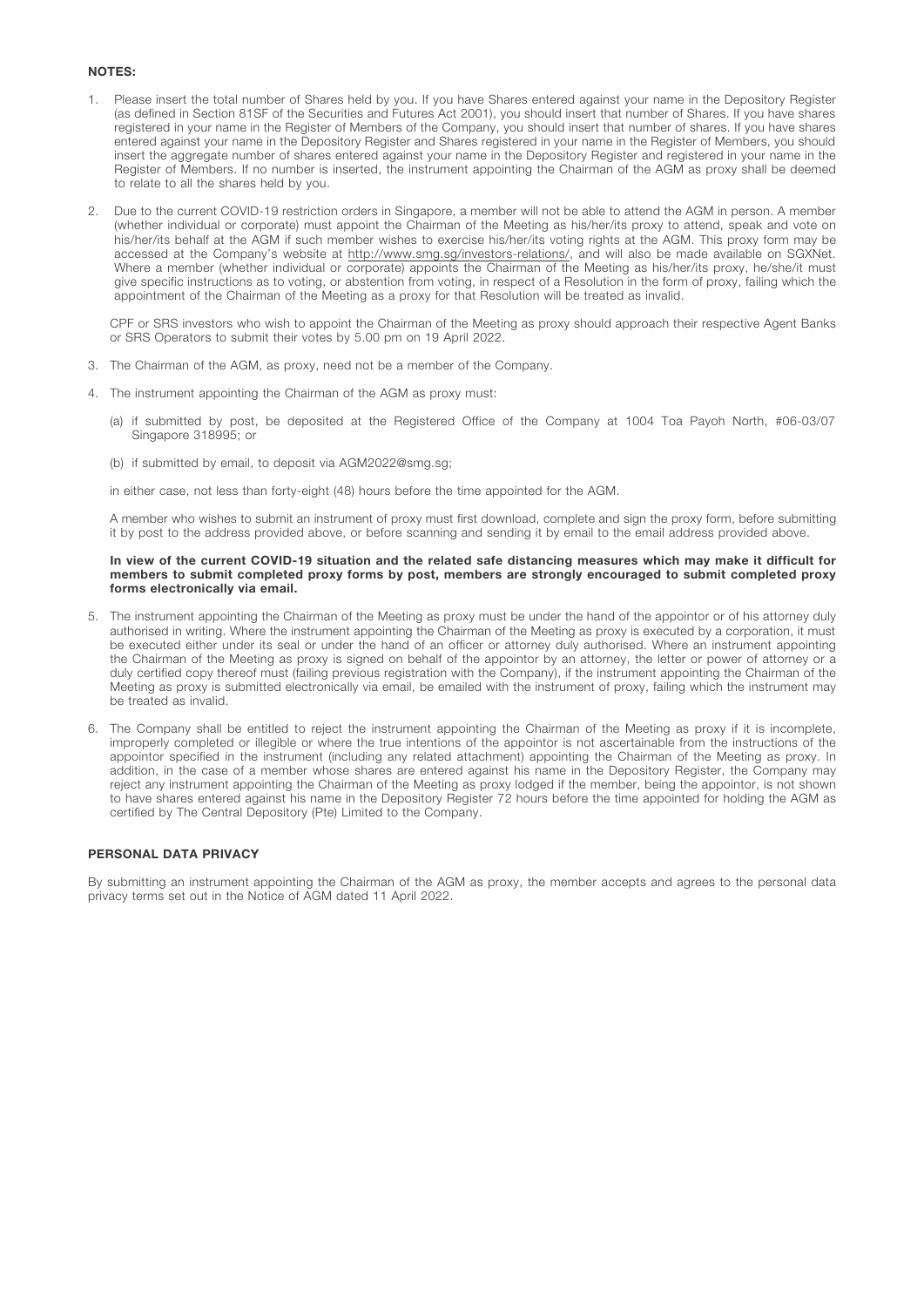**NOTES:**

1. Please insert the total number of Shares held by you. If you have Shares entered against your name in the Depository Register (as defined in Section 81SF of the Securities and Futures Act 2001), you should insert that number of Shares. If you have shares registered in your name in the Register of Members of the Company, you should insert that number of shares. If you have shares entered against your name in the Depository Register and Shares registered in your name in the Register of Members, you should insert the aggregate number of shares entered against your name in the Depository Register and registered in your name in the Register of Members. If no number is inserted, the instrument appointing the Chairman of the AGM as proxy shall be deemed to relate to all the shares held by you.

2. Due to the current COVID-19 restriction orders in Singapore, a member will not be able to attend the AGM in person. A member (whether individual or corporate) must appoint the Chairman of the Meeting as his/her/its proxy to attend, speak and vote on his/her/its behalf at the AGM if such member wishes to exercise his/her/its voting rights at the AGM. This proxy form may be accessed at the Company's website at http://www.smg.sg/investors-relations/, and will also be made available on SGXNet. Where a member (whether individual or corporate) appoints the Chairman of the Meeting as his/her/its proxy, he/she/it must give specific instructions as to voting, or abstention from voting, in respect of a Resolution in the form of proxy, failing which the appointment of the Chairman of the Meeting as a proxy for that Resolution will be treated as invalid.

   CPF or SRS investors who wish to appoint the Chairman of the Meeting as proxy should approach their respective Agent Banks or SRS Operators to submit their votes by 5.00 pm on 19 April 2022.

3. The Chairman of the AGM, as proxy, need not be a member of the Company.

4. The instrument appointing the Chairman of the AGM as proxy must:

   (a) if submitted by post, be deposited at the Registered Office of the Company at 1004 Toa Payoh North, #06-03/07 Singapore 318995; or

   (b) if submitted by email, to deposit via AGM2022@smg.sg;

   in either case, not less than forty-eight (48) hours before the time appointed for the AGM.

   A member who wishes to submit an instrument of proxy must first download, complete and sign the proxy form, before submitting it by post to the address provided above, or before scanning and sending it by email to the email address provided above.

   **In view of the current COVID-19 situation and the related safe distancing measures which may make it difficult for members to submit completed proxy forms by post, members are strongly encouraged to submit completed proxy forms electronically via email.**

5. The instrument appointing the Chairman of the Meeting as proxy must be under the hand of the appointor or of his attorney duly authorised in writing. Where the instrument appointing the Chairman of the Meeting as proxy is executed by a corporation, it must be executed either under its seal or under the hand of an officer or attorney duly authorised. Where an instrument appointing the Chairman of the Meeting as proxy is signed on behalf of the appointor by an attorney, the letter or power of attorney or a duly certified copy thereof must (failing previous registration with the Company), if the instrument appointing the Chairman of the Meeting as proxy is submitted electronically via email, be emailed with the instrument of proxy, failing which the instrument may be treated as invalid.

6. The Company shall be entitled to reject the instrument appointing the Chairman of the Meeting as proxy if it is incomplete, improperly completed or illegible or where the true intentions of the appointor is not ascertainable from the instructions of the appointor specified in the instrument (including any related attachment) appointing the Chairman of the Meeting as proxy. In addition, in the case of a member whose shares are entered against his name in the Depository Register, the Company may reject any instrument appointing the Chairman of the Meeting as proxy lodged if the member, being the appointor, is not shown to have shares entered against his name in the Depository Register 72 hours before the time appointed for holding the AGM as certified by The Central Depository (Pte) Limited to the Company.

**PERSONAL DATA PRIVACY**

By submitting an instrument appointing the Chairman of the AGM as proxy, the member accepts and agrees to the personal data privacy terms set out in the Notice of AGM dated 11 April 2022.